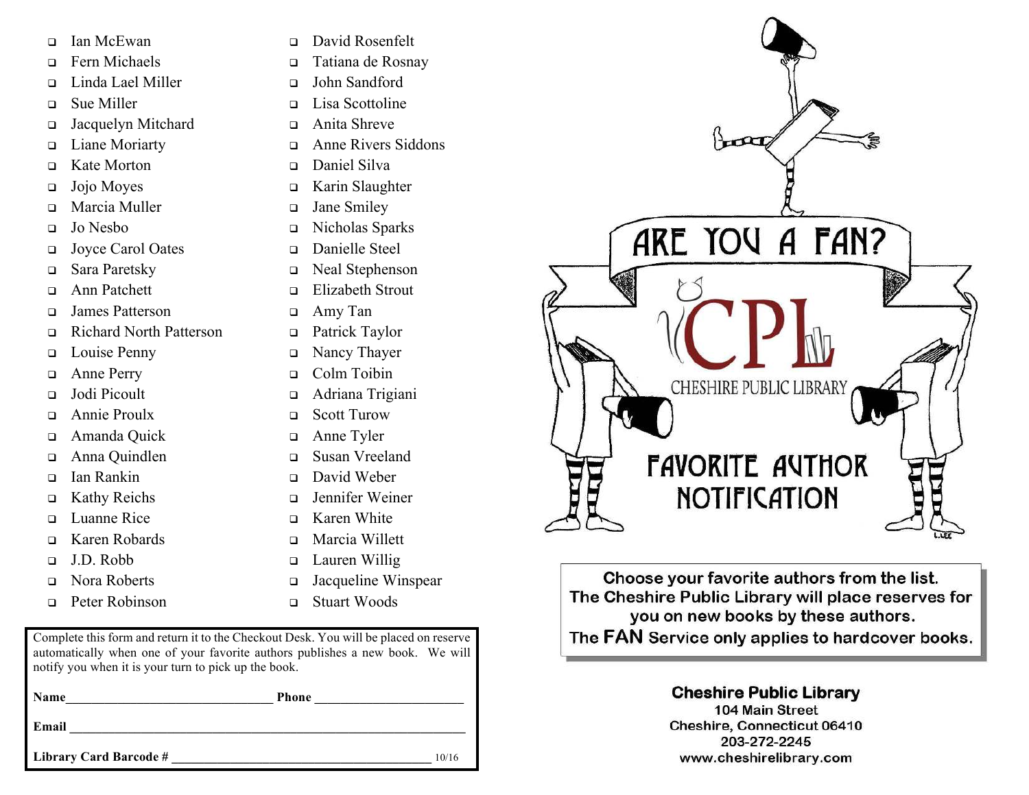- ❑ Ian McEwan
- ❑ Fern Michaels
- ❑ Linda Lael Miller
- ❑ Sue Miller
- ❑ Jacquelyn Mitchard
- ❑ Liane Moriarty
- ❑ Kate Morton
- ❑ Jojo Moyes
- ❑ Marcia Muller
- ❑ Jo Nesbo
- ❑ Joyce Carol Oates
- ❑ Sara Paretsky
- ❑ Ann Patchett
- ❑ James Patterson
- ❑ Richard North Patterson
- ❑ Louise Penny
- ❑ Anne Perry
- ❑ Jodi Picoult
- ❑ Annie Proulx
- ❑ Amanda Quick
- ❑ Anna Quindlen
- ❑ Ian Rankin
- ❑ Kathy Reichs
- ❑ Luanne Rice
- ❑ Karen Robards
- ❑ J.D. Robb
- ❑ Nora Roberts
- ❑ Peter Robinson
- ❑ David Rosenfelt
- ❑ Tatiana de Rosnay
- ❑ John Sandford
- ❑ Lisa Scottoline
- ❑ Anita Shreve
- ❑ Anne Rivers Siddons
- ❑ Daniel Silva
- ❑ Karin Slaughter
- ❑ Jane Smiley
- ❑ Nicholas Sparks
- ❑ Danielle Steel
- ❑ Neal Stephenson
- ❑ Elizabeth Strout
- ❑ Amy Tan
- ❑ Patrick Taylor
- ❑ Nancy Thayer
- ❑ Colm Toibin
- ❑ Adriana Trigiani
- ❑ Scott Turow
- ❑ Anne Tyler
- ❑ Susan Vreeland
- ❑ David Weber
- ❑ Jennifer Weiner
- ❑ Karen White
- ❑ Marcia Willett
- ❑ Lauren Willig
- ❑ Jacqueline Winspear
- ❑ Stuart Woods

Complete this form and return it to the Checkout Desk. You will be placed on reserve automatically when one of your favorite authors publishes a new book. We will notify you when it is your turn to pick up the book.

**Name**________________________________ **Phone** ________________________

**Email** ________________________________________________________________

**Library Card Barcode #** ________________________________________ 10/16

# ARE YOU A FAN?

CPL
CHESHIRE PUBLIC LIBRARY

## FAVORITE AUTHOR NOTIFICATION

**Choose your favorite authors from the list. The Cheshire Public Library will place reserves for you on new books by these authors. The FAN Service only applies to hardcover books.**

**Cheshire Public Library**
104 Main Street
Cheshire, Connecticut 06410
203-272-2245
www.cheshirelibrary.com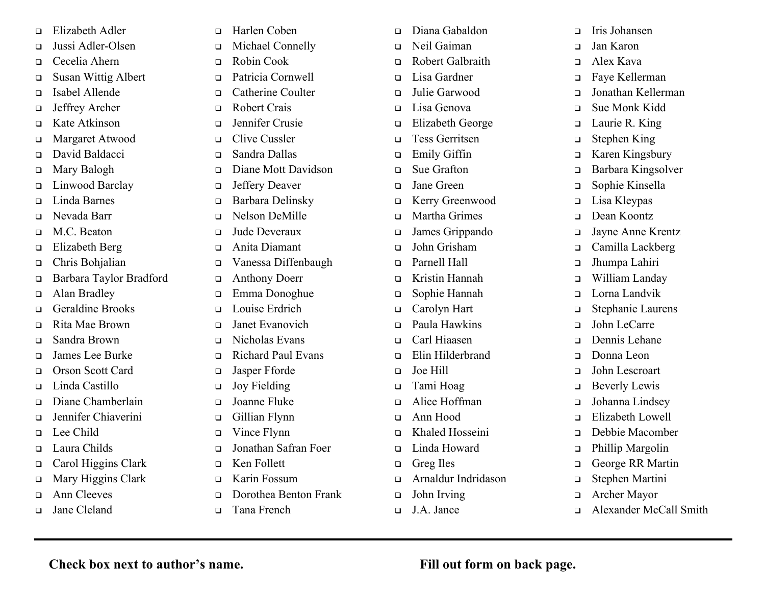- Elizabeth Adler
- Jussi Adler-Olsen
- Cecelia Ahern
- Susan Wittig Albert
- Isabel Allende
- Jeffrey Archer
- Kate Atkinson
- Margaret Atwood
- David Baldacci
- Mary Balogh
- Linwood Barclay
- Linda Barnes
- Nevada Barr
- M.C. Beaton
- Elizabeth Berg
- Chris Bohjalian
- Barbara Taylor Bradford
- Alan Bradley
- Geraldine Brooks
- Rita Mae Brown
- Sandra Brown
- James Lee Burke
- Orson Scott Card
- Linda Castillo
- Diane Chamberlain
- Jennifer Chiaverini
- Lee Child
- Laura Childs
- Carol Higgins Clark
- Mary Higgins Clark
- Ann Cleeves
- Jane Cleland
- Harlen Coben
- Michael Connelly
- Robin Cook
- Patricia Cornwell
- Catherine Coulter
- Robert Crais
- Jennifer Crusie
- Clive Cussler
- Sandra Dallas
- Diane Mott Davidson
- Jeffery Deaver
- Barbara Delinsky
- Nelson DeMille
- Jude Deveraux
- Anita Diamant
- Vanessa Diffenbaugh
- Anthony Doerr
- Emma Donoghue
- Louise Erdrich
- Janet Evanovich
- Nicholas Evans
- Richard Paul Evans
- Jasper Fforde
- Joy Fielding
- Joanne Fluke
- Gillian Flynn
- Vince Flynn
- Jonathan Safran Foer
- Ken Follett
- Karin Fossum
- Dorothea Benton Frank
- Tana French
- Diana Gabaldon
- Neil Gaiman
- Robert Galbraith
- Lisa Gardner
- Julie Garwood
- Lisa Genova
- Elizabeth George
- Tess Gerritsen
- Emily Giffin
- Sue Grafton
- Jane Green
- Kerry Greenwood
- Martha Grimes
- James Grippando
- John Grisham
- Parnell Hall
- Kristin Hannah
- Sophie Hannah
- Carolyn Hart
- Paula Hawkins
- Carl Hiaasen
- Elin Hilderbrand
- Joe Hill
- Tami Hoag
- Alice Hoffman
- Ann Hood
- Khaled Hosseini
- Linda Howard
- Greg Iles
- Arnaldur Indridason
- John Irving
- J.A. Jance
- Iris Johansen
- Jan Karon
- Alex Kava
- Faye Kellerman
- Jonathan Kellerman
- Sue Monk Kidd
- Laurie R. King
- Stephen King
- Karen Kingsbury
- Barbara Kingsolver
- Sophie Kinsella
- Lisa Kleypas
- Dean Koontz
- Jayne Anne Krentz
- Camilla Lackberg
- Jhumpa Lahiri
- William Landay
- Lorna Landvik
- Stephanie Laurens
- John LeCarre
- Dennis Lehane
- Donna Leon
- John Lescroart
- Beverly Lewis
- Johanna Lindsey
- Elizabeth Lowell
- Debbie Macomber
- Phillip Margolin
- George RR Martin
- Stephen Martini
- Archer Mayor
- Alexander McCall Smith

---

**Check box next to author's name.** **Fill out form on back page.**